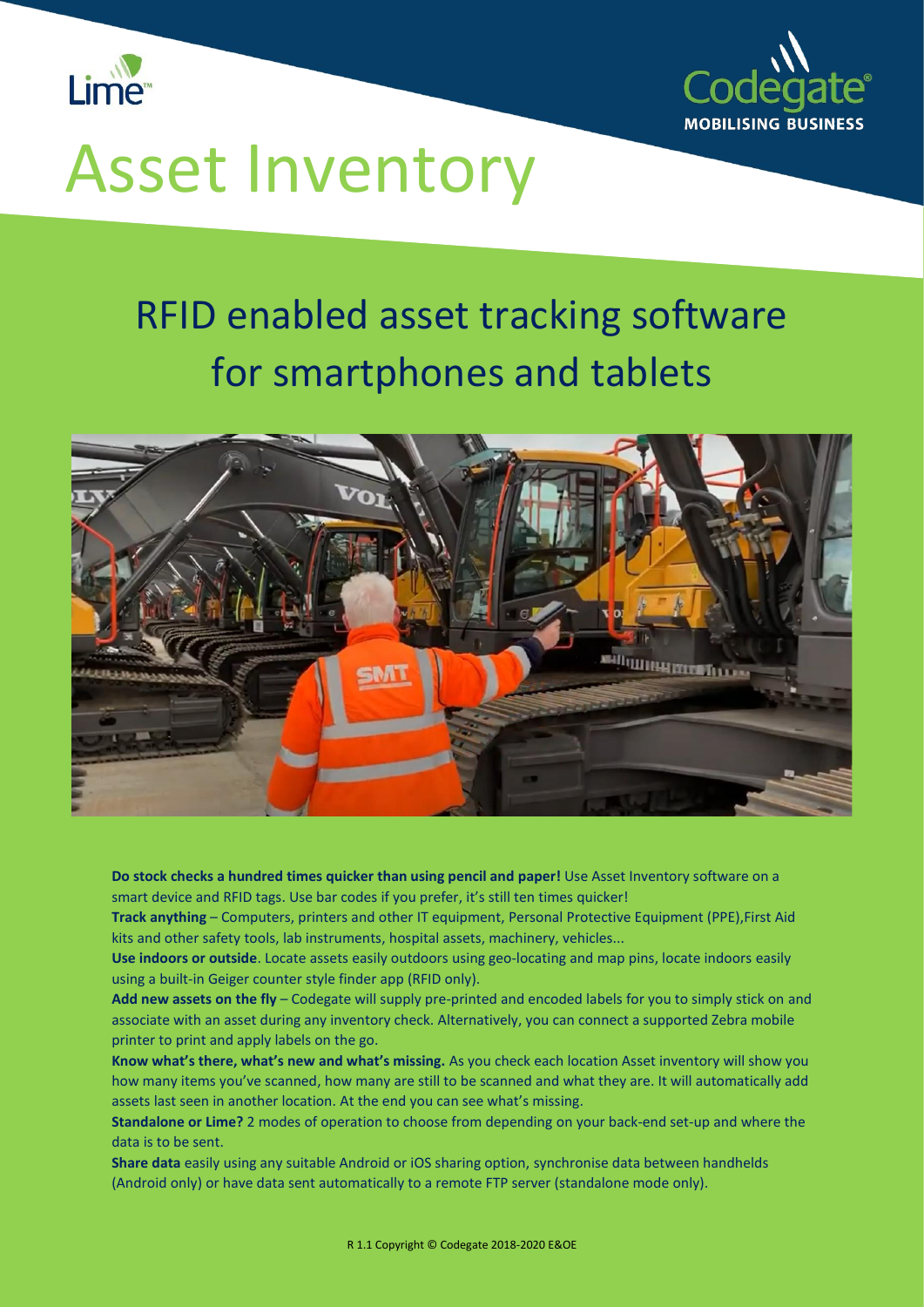# Asset Inventory

## RFID enabled asset tracking software for smartphones and tablets

**Do stock checks a hundred times quicker than using pencil and paper!** Use Asset Inventory software on a smart device and RFID tags. Use bar codes if you prefer, it's still ten times quicker!

**Track anything** – Computers, printers and other IT equipment, Personal Protective Equipment (PPE),First Aid kits and other safety tools, lab instruments, hospital assets, machinery, vehicles...

**Use indoors or outside**. Locate assets easily outdoors using geo-locating and map pins, locate indoors easily using a built-in Geiger counter style finder app (RFID only).

**Add new assets on the fly** – Codegate will supply pre-printed and encoded labels for you to simply stick on and associate with an asset during any inventory check. Alternatively, you can connect a supported Zebra mobile printer to print and apply labels on the go.

**Know what's there, what's new and what's missing.** As you check each location Asset inventory will show you how many items you've scanned, how many are still to be scanned and what they are. It will automatically add assets last seen in another location. At the end you can see what's missing.

**Standalone or Lime?** 2 modes of operation to choose from depending on your back-end set-up and where the data is to be sent.

**Share data** easily using any suitable Android or iOS sharing option, synchronise data between handhelds (Android only) or have data sent automatically to a remote FTP server (standalone mode only).

R 1.1 Copyright © Codegate 2018-2020 E&OE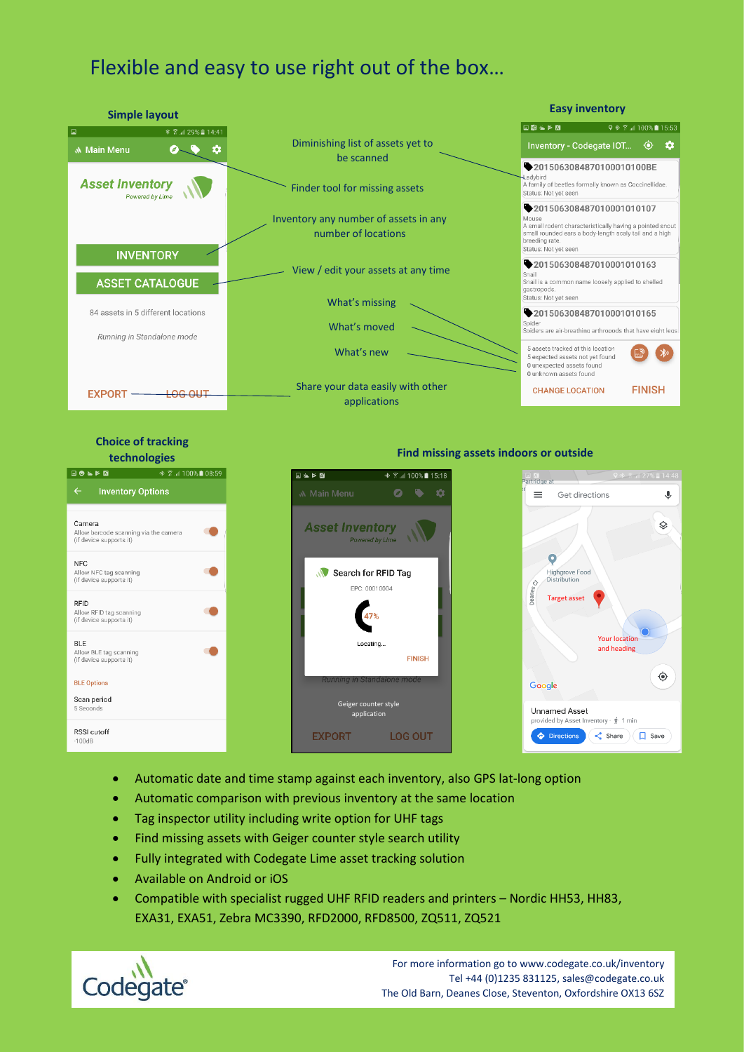# Flexible and easy to use right out of the box…

**Simple layout**

Main Menu

Asset Inventory
Powered by Lime

INVENTORY

ASSET CATALOGUE

84 assets in 5 different locations

Running in Standalone mode

EXPORT LOG OUT

Diminishing list of assets yet to be scanned

Finder tool for missing assets

Inventory any number of assets in any number of locations

View / edit your assets at any time

What's missing

What's moved

What's new

Share your data easily with other applications

**Easy inventory**

Inventory - Codegate IOT...

201506308487010001010 0BE
Ladybird
A family of beetles formally known as Coccinellidae.
Status: Not yet seen

201506308487010001010107
Mouse
A small rodent characteristically having a pointed snout small rounded ears a body-length scaly tail and a high breeding rate.
Status: Not yet seen

201506308487010001010163
Snail
Snail is a common name loosely applied to shelled gastropods.
Status: Not yet seen

201506308487010001010165
Spider
Spiders are air-breathing arthropods that have eight legs

5 assets tracked at this location
5 expected assets not yet found
0 unexpected assets found
0 unknown assets found

CHANGE LOCATION FINISH

**Choice of tracking technologies**

Inventory Options

Camera
Allow barcode scanning via the camera (if device supports it)

NFC
Allow NFC tag scanning (if device supports it)

RFID
Allow RFID tag scanning (if device supports it)

BLE
Allow BLE tag scanning (if device supports it)

BLE Options

Scan period
5 Seconds

RSSI cutoff
-100dB

**Find missing assets indoors or outside**

Search for RFID Tag
EPC: 0001 0004
47%
Locating...
FINISH

Geiger counter style application

Get directions

Highgrove Food Distribution

Target asset

Your location and heading

Unnamed Asset
provided by Asset Inventory · 1 min

Directions Share Save

- Automatic date and time stamp against each inventory, also GPS lat-long option
- Automatic comparison with previous inventory at the same location
- Tag inspector utility including write option for UHF tags
- Find missing assets with Geiger counter style search utility
- Fully integrated with Codegate Lime asset tracking solution
- Available on Android or iOS
- Compatible with specialist rugged UHF RFID readers and printers – Nordic HH53, HH83, EXA31, EXA51, Zebra MC3390, RFD2000, RFD8500, ZQ511, ZQ521

Codegate®

For more information go to www.codegate.co.uk/inventory
Tel +44 (0)1235 831125, sales@codegate.co.uk
The Old Barn, Deanes Close, Steventon, Oxfordshire OX13 6SZ